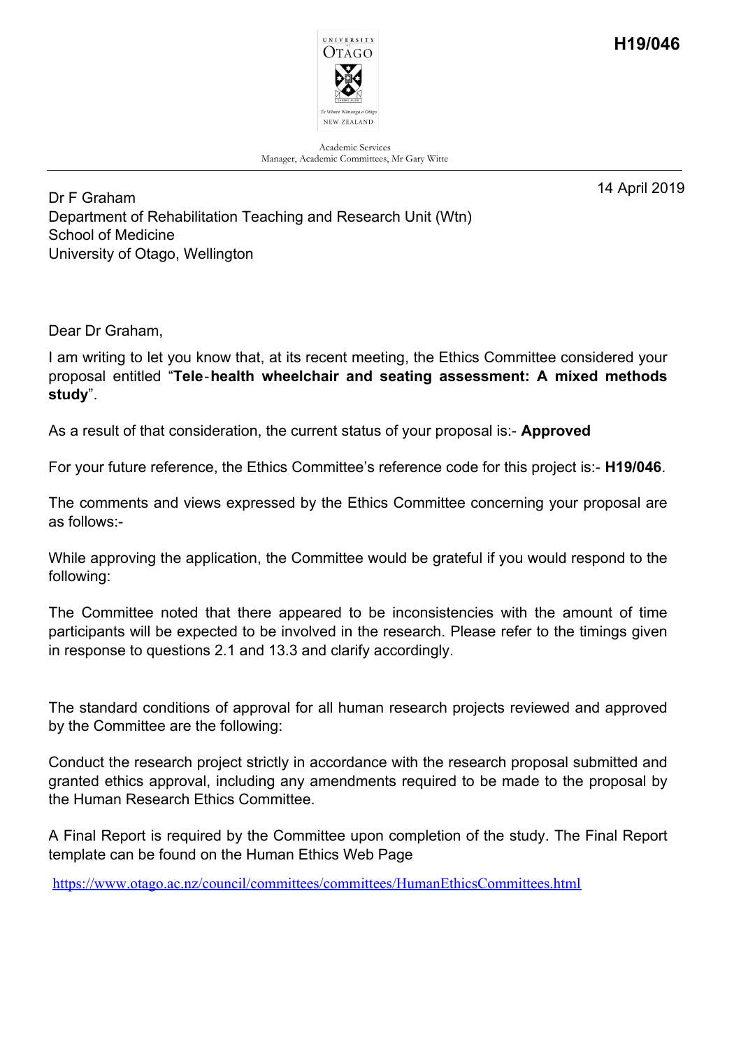**H19/046**

UNIVERSITY of OTAGO

Te Whare Wānanga o Otāgo

NEW ZEALAND

Academic Services
Manager, Academic Committees, Mr Gary Witte

14 April 2019

Dr F Graham
Department of Rehabilitation Teaching and Research Unit (Wtn)
School of Medicine
University of Otago, Wellington

Dear Dr Graham,

I am writing to let you know that, at its recent meeting, the Ethics Committee considered your proposal entitled "**Tele-health wheelchair and seating assessment: A mixed methods study**".

As a result of that consideration, the current status of your proposal is:- **Approved**

For your future reference, the Ethics Committee's reference code for this project is:- **H19/046**.

The comments and views expressed by the Ethics Committee concerning your proposal are as follows:-

While approving the application, the Committee would be grateful if you would respond to the following:

The Committee noted that there appeared to be inconsistencies with the amount of time participants will be expected to be involved in the research. Please refer to the timings given in response to questions 2.1 and 13.3 and clarify accordingly.

The standard conditions of approval for all human research projects reviewed and approved by the Committee are the following:

Conduct the research project strictly in accordance with the research proposal submitted and granted ethics approval, including any amendments required to be made to the proposal by the Human Research Ethics Committee.

A Final Report is required by the Committee upon completion of the study. The Final Report template can be found on the Human Ethics Web Page

https://www.otago.ac.nz/council/committees/committees/HumanEthicsCommittees.html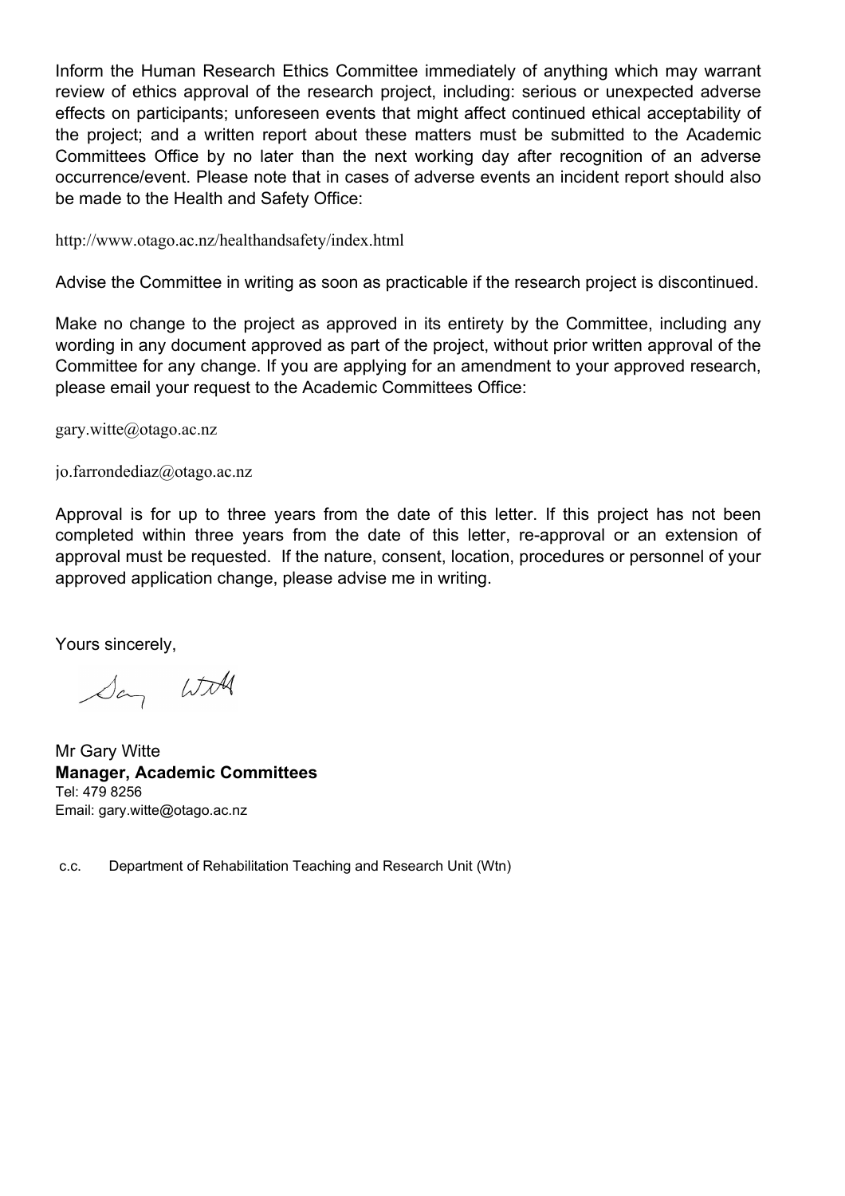Inform the Human Research Ethics Committee immediately of anything which may warrant review of ethics approval of the research project, including: serious or unexpected adverse effects on participants; unforeseen events that might affect continued ethical acceptability of the project; and a written report about these matters must be submitted to the Academic Committees Office by no later than the next working day after recognition of an adverse occurrence/event. Please note that in cases of adverse events an incident report should also be made to the Health and Safety Office:

http://www.otago.ac.nz/healthandsafety/index.html

Advise the Committee in writing as soon as practicable if the research project is discontinued.

Make no change to the project as approved in its entirety by the Committee, including any wording in any document approved as part of the project, without prior written approval of the Committee for any change. If you are applying for an amendment to your approved research, please email your request to the Academic Committees Office:

gary.witte@otago.ac.nz

jo.farrondediaz@otago.ac.nz

Approval is for up to three years from the date of this letter. If this project has not been completed within three years from the date of this letter, re-approval or an extension of approval must be requested. If the nature, consent, location, procedures or personnel of your approved application change, please advise me in writing.

Yours sincerely,

Mr Gary Witte
**Manager, Academic Committees**
Tel: 479 8256
Email: gary.witte@otago.ac.nz

c.c. Department of Rehabilitation Teaching and Research Unit (Wtn)